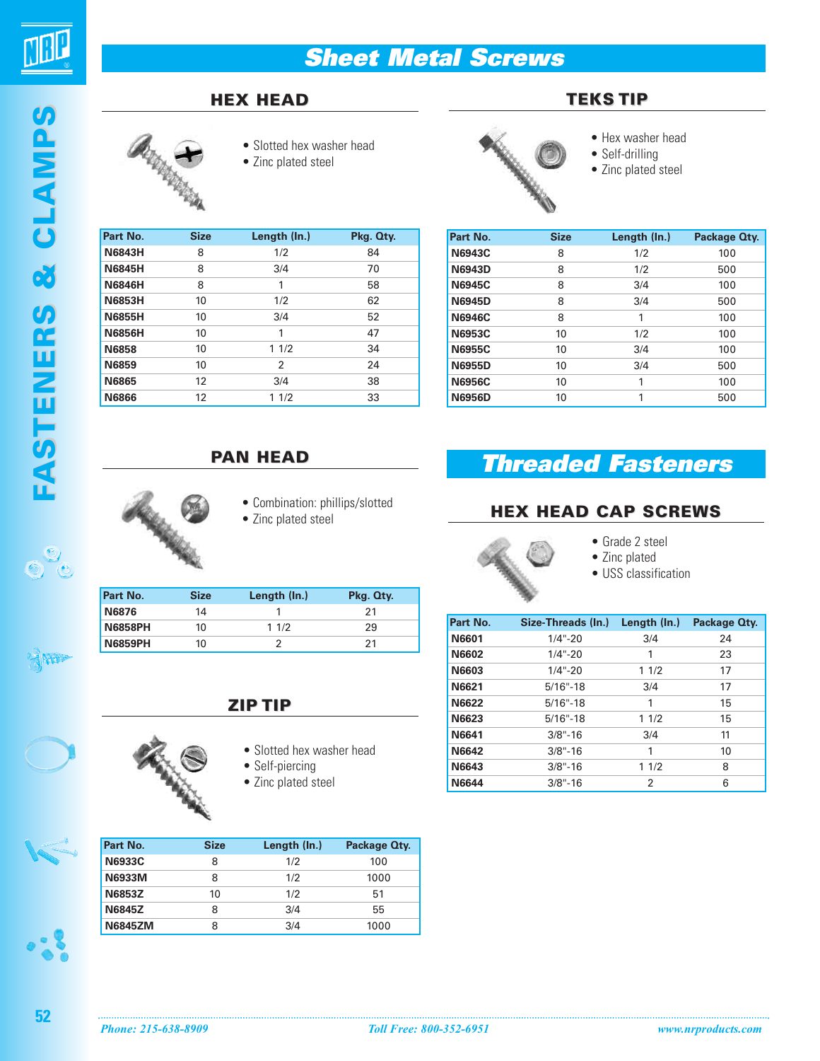# Sheet Metal Screws

## HEX HEAD

- Slotted hex washer head
- Zinc plated steel

| Part No. | Size | Length (In.) | Pkg. Qty. |
|---|---|---|---|
| N6843H | 8 | 1/2 | 84 |
| N6845H | 8 | 3/4 | 70 |
| N6846H | 8 | 1 | 58 |
| N6853H | 10 | 1/2 | 62 |
| N6855H | 10 | 3/4 | 52 |
| N6856H | 10 | 1 | 47 |
| N6858 | 10 | 1 1/2 | 34 |
| N6859 | 10 | 2 | 24 |
| N6865 | 12 | 3/4 | 38 |
| N6866 | 12 | 1 1/2 | 33 |

## PAN HEAD

- Combination: phillips/slotted
- Zinc plated steel

| Part No. | Size | Length (In.) | Pkg. Qty. |
|---|---|---|---|
| N6876 | 14 | 1 | 21 |
| N6858PH | 10 | 1 1/2 | 29 |
| N6859PH | 10 | 2 | 21 |

## ZIP TIP

- Slotted hex washer head
- Self-piercing
- Zinc plated steel

| Part No. | Size | Length (In.) | Package Qty. |
|---|---|---|---|
| N6933C | 8 | 1/2 | 100 |
| N6933M | 8 | 1/2 | 1000 |
| N6853Z | 10 | 1/2 | 51 |
| N6845Z | 8 | 3/4 | 55 |
| N6845ZM | 8 | 3/4 | 1000 |

## TEKS TIP

- Hex washer head
- Self-drilling
- Zinc plated steel

| Part No. | Size | Length (In.) | Package Qty. |
|---|---|---|---|
| N6943C | 8 | 1/2 | 100 |
| N6943D | 8 | 1/2 | 500 |
| N6945C | 8 | 3/4 | 100 |
| N6945D | 8 | 3/4 | 500 |
| N6946C | 8 | 1 | 100 |
| N6953C | 10 | 1/2 | 100 |
| N6955C | 10 | 3/4 | 100 |
| N6955D | 10 | 3/4 | 500 |
| N6956C | 10 | 1 | 100 |
| N6956D | 10 | 1 | 500 |

# Threaded Fasteners

## HEX HEAD CAP SCREWS

- Grade 2 steel
- Zinc plated
- USS classification

| Part No. | Size-Threads (In.) | Length (In.) | Package Qty. |
|---|---|---|---|
| N6601 | 1/4"-20 | 3/4 | 24 |
| N6602 | 1/4"-20 | 1 | 23 |
| N6603 | 1/4"-20 | 1 1/2 | 17 |
| N6621 | 5/16"-18 | 3/4 | 17 |
| N6622 | 5/16"-18 | 1 | 15 |
| N6623 | 5/16"-18 | 1 1/2 | 15 |
| N6641 | 3/8"-16 | 3/4 | 11 |
| N6642 | 3/8"-16 | 1 | 10 |
| N6643 | 3/8"-16 | 1 1/2 | 8 |
| N6644 | 3/8"-16 | 2 | 6 |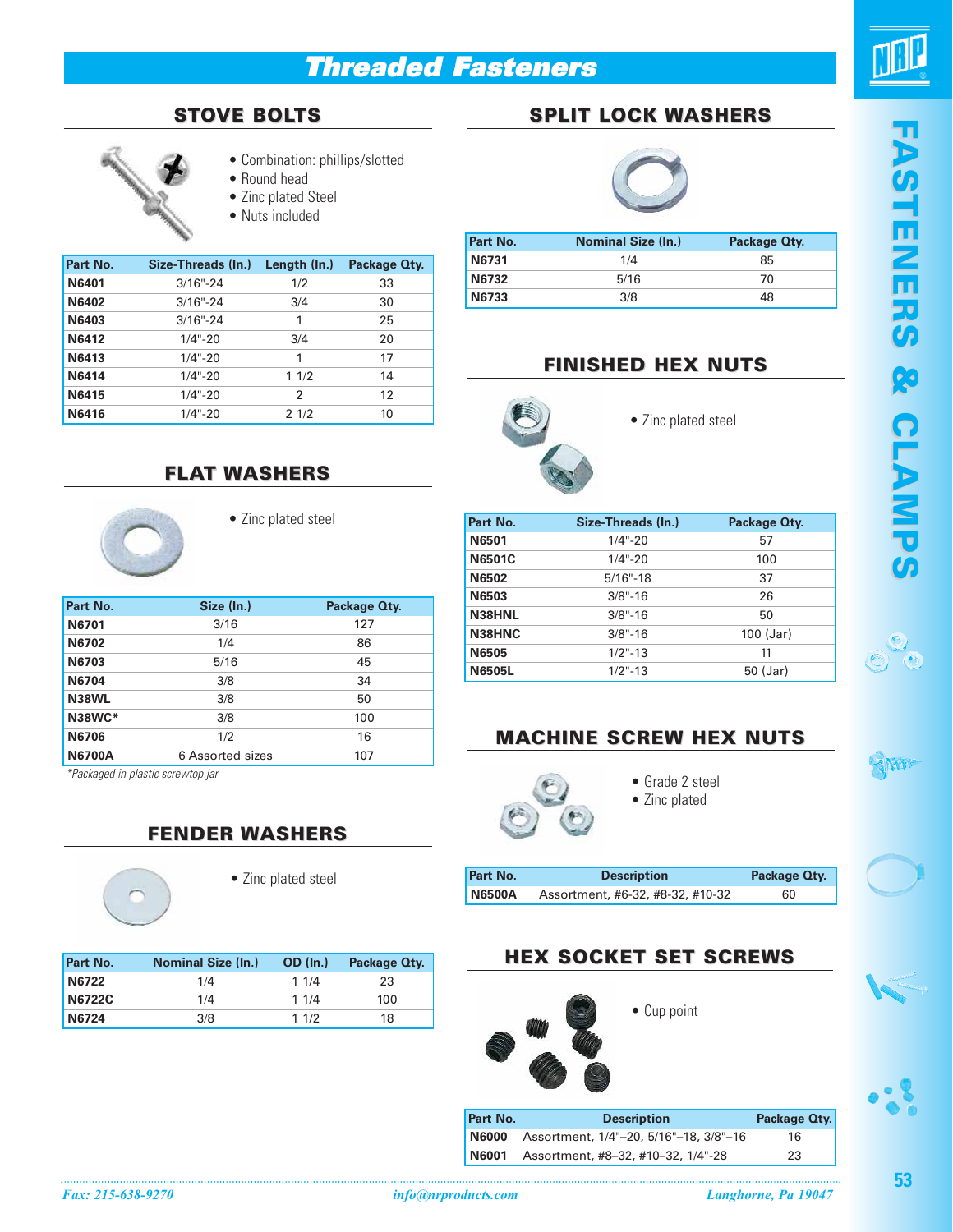# Threaded Fasteners

## STOVE BOLTS

- Combination: phillips/slotted
- Round head
- Zinc plated Steel
- Nuts included

| Part No. | Size-Threads (In.) | Length (In.) | Package Qty. |
|---|---|---|---|
| N6401 | 3/16"-24 | 1/2 | 33 |
| N6402 | 3/16"-24 | 3/4 | 30 |
| N6403 | 3/16"-24 | 1 | 25 |
| N6412 | 1/4"-20 | 3/4 | 20 |
| N6413 | 1/4"-20 | 1 | 17 |
| N6414 | 1/4"-20 | 1 1/2 | 14 |
| N6415 | 1/4"-20 | 2 | 12 |
| N6416 | 1/4"-20 | 2 1/2 | 10 |

## FLAT WASHERS

- Zinc plated steel

| Part No. | Size (In.) | Package Qty. |
|---|---|---|
| N6701 | 3/16 | 127 |
| N6702 | 1/4 | 86 |
| N6703 | 5/16 | 45 |
| N6704 | 3/8 | 34 |
| N38WL | 3/8 | 50 |
| N38WC* | 3/8 | 100 |
| N6706 | 1/2 | 16 |
| N6700A | 6 Assorted sizes | 107 |

*\*Packaged in plastic screwtop jar*

## FENDER WASHERS

- Zinc plated steel

| Part No. | Nominal Size (In.) | OD (In.) | Package Qty. |
|---|---|---|---|
| N6722 | 1/4 | 1 1/4 | 23 |
| N6722C | 1/4 | 1 1/4 | 100 |
| N6724 | 3/8 | 1 1/2 | 18 |

## SPLIT LOCK WASHERS

| Part No. | Nominal Size (In.) | Package Qty. |
|---|---|---|
| N6731 | 1/4 | 85 |
| N6732 | 5/16 | 70 |
| N6733 | 3/8 | 48 |

## FINISHED HEX NUTS

- Zinc plated steel

| Part No. | Size-Threads (In.) | Package Qty. |
|---|---|---|
| N6501 | 1/4"-20 | 57 |
| N6501C | 1/4"-20 | 100 |
| N6502 | 5/16"-18 | 37 |
| N6503 | 3/8"-16 | 26 |
| N38HNL | 3/8"-16 | 50 |
| N38HNC | 3/8"-16 | 100 (Jar) |
| N6505 | 1/2"-13 | 11 |
| N6505L | 1/2"-13 | 50 (Jar) |

## MACHINE SCREW HEX NUTS

- Grade 2 steel
- Zinc plated

| Part No. | Description | Package Qty. |
|---|---|---|
| N6500A | Assortment, #6-32, #8-32, #10-32 | 60 |

## HEX SOCKET SET SCREWS

- Cup point

| Part No. | Description | Package Qty. |
|---|---|---|
| N6000 | Assortment, 1/4"–20, 5/16"–18, 3/8"–16 | 16 |
| N6001 | Assortment, #8–32, #10–32, 1/4"-28 | 23 |

*Fax: 215-638-9270* *info@nrproducts.com* *Langhorne, Pa 19047*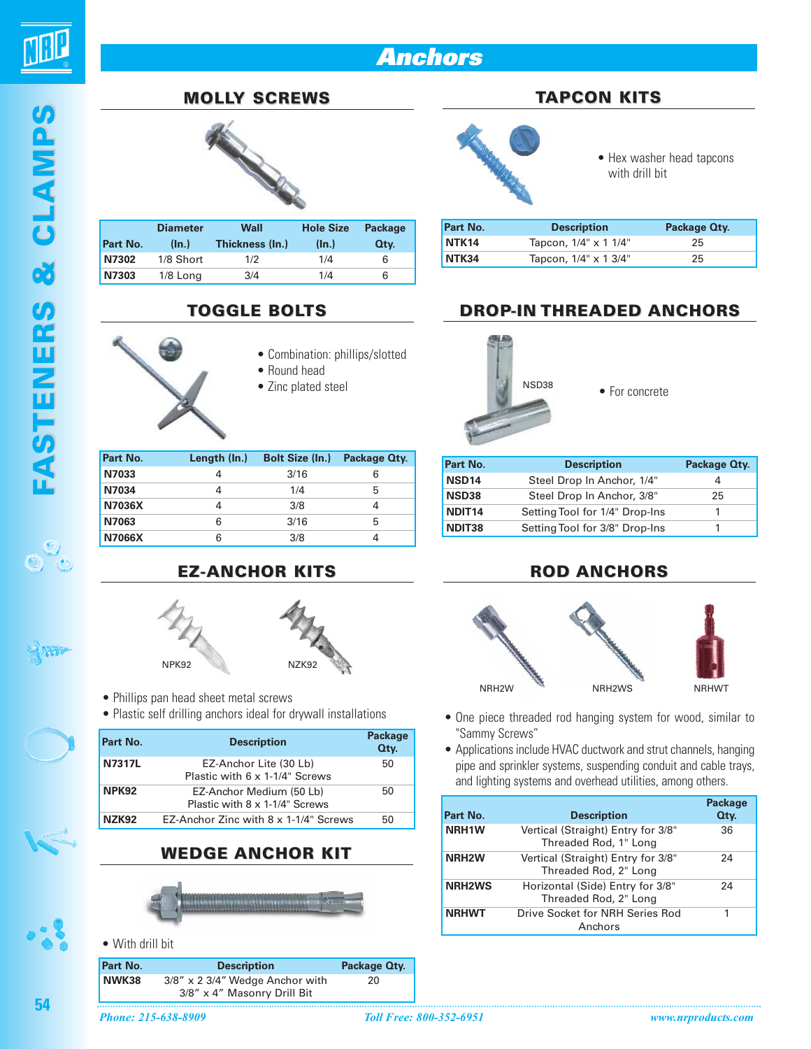# Anchors

## MOLLY SCREWS

| Part No. | Diameter (In.) | Wall Thickness (In.) | Hole Size (In.) | Package Qty. |
|---|---|---|---|---|
| N7302 | 1/8 Short | 1/2 | 1/4 | 6 |
| N7303 | 1/8 Long | 3/4 | 1/4 | 6 |

## TOGGLE BOLTS

- Combination: phillips/slotted
- Round head
- Zinc plated steel

| Part No. | Length (In.) | Bolt Size (In.) | Package Qty. |
|---|---|---|---|
| N7033 | 4 | 3/16 | 6 |
| N7034 | 4 | 1/4 | 5 |
| N7036X | 4 | 3/8 | 4 |
| N7063 | 6 | 3/16 | 5 |
| N7066X | 6 | 3/8 | 4 |

## EZ-ANCHOR KITS

NPK92 NZK92

- Phillips pan head sheet metal screws
- Plastic self drilling anchors ideal for drywall installations

| Part No. | Description | Package Qty. |
|---|---|---|
| N7317L | EZ-Anchor Lite (30 Lb) Plastic with 6 x 1-1/4" Screws | 50 |
| NPK92 | EZ-Anchor Medium (50 Lb) Plastic with 8 x 1-1/4" Screws | 50 |
| NZK92 | EZ-Anchor Zinc with 8 x 1-1/4" Screws | 50 |

## WEDGE ANCHOR KIT

- With drill bit

| Part No. | Description | Package Qty. |
|---|---|---|
| NWK38 | 3/8" x 2 3/4" Wedge Anchor with 3/8" x 4" Masonry Drill Bit | 20 |

## TAPCON KITS

- Hex washer head tapcons with drill bit

| Part No. | Description | Package Qty. |
|---|---|---|
| NTK14 | Tapcon, 1/4" x 1 1/4" | 25 |
| NTK34 | Tapcon, 1/4" x 1 3/4" | 25 |

## DROP-IN THREADED ANCHORS

NSD38

- For concrete

| Part No. | Description | Package Qty. |
|---|---|---|
| NSD14 | Steel Drop In Anchor, 1/4" | 4 |
| NSD38 | Steel Drop In Anchor, 3/8" | 25 |
| NDIT14 | Setting Tool for 1/4" Drop-Ins | 1 |
| NDIT38 | Setting Tool for 3/8" Drop-Ins | 1 |

## ROD ANCHORS

NRH2W NRH2WS NRHWT

- One piece threaded rod hanging system for wood, similar to "Sammy Screws"
- Applications include HVAC ductwork and strut channels, hanging pipe and sprinkler systems, suspending conduit and cable trays, and lighting systems and overhead utilities, among others.

| Part No. | Description | Package Qty. |
|---|---|---|
| NRH1W | Vertical (Straight) Entry for 3/8" Threaded Rod, 1" Long | 36 |
| NRH2W | Vertical (Straight) Entry for 3/8" Threaded Rod, 2" Long | 24 |
| NRH2WS | Horizontal (Side) Entry for 3/8" Threaded Rod, 2" Long | 24 |
| NRHWT | Drive Socket for NRH Series Rod Anchors | 1 |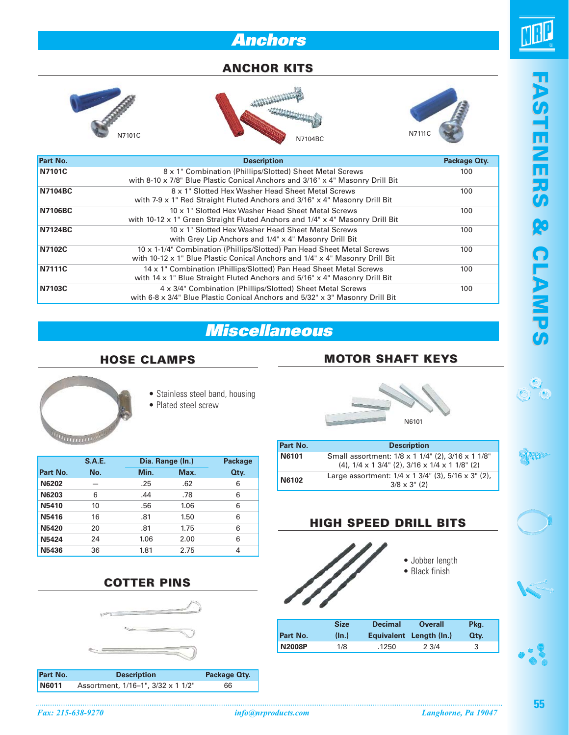# Anchors

## ANCHOR KITS

N7101C

N7104BC

N7111C

| Part No. | Description | Package Qty. |
|---|---|---|
| N7101C | 8 x 1" Combination (Phillips/Slotted) Sheet Metal Screws with 8-10 x 7/8" Blue Plastic Conical Anchors and 3/16" x 4" Masonry Drill Bit | 100 |
| N7104BC | 8 x 1" Slotted Hex Washer Head Sheet Metal Screws with 7-9 x 1" Red Straight Fluted Anchors and 3/16" x 4" Masonry Drill Bit | 100 |
| N7106BC | 10 x 1" Slotted Hex Washer Head Sheet Metal Screws with 10-12 x 1" Green Straight Fluted Anchors and 1/4" x 4" Masonry Drill Bit | 100 |
| N7124BC | 10 x 1" Slotted Hex Washer Head Sheet Metal Screws with Grey Lip Anchors and 1/4" x 4" Masonry Drill Bit | 100 |
| N7102C | 10 x 1-1/4" Combination (Phillips/Slotted) Pan Head Sheet Metal Screws with 10-12 x 1" Blue Plastic Conical Anchors and 1/4" x 4" Masonry Drill Bit | 100 |
| N7111C | 14 x 1" Combination (Phillips/Slotted) Pan Head Sheet Metal Screws with 14 x 1" Blue Straight Fluted Anchors and 5/16" x 4" Masonry Drill Bit | 100 |
| N7103C | 4 x 3/4" Combination (Phillips/Slotted) Sheet Metal Screws with 6-8 x 3/4" Blue Plastic Conical Anchors and 5/32" x 3" Masonry Drill Bit | 100 |

# Miscellaneous

## HOSE CLAMPS

- Stainless steel band, housing
- Plated steel screw

| Part No. | S.A.E. No. | Dia. Range (In.) Min. | Dia. Range (In.) Max. | Package Qty. |
|---|---|---|---|---|
| N6202 | — | .25 | .62 | 6 |
| N6203 | 6 | .44 | .78 | 6 |
| N5410 | 10 | .56 | 1.06 | 6 |
| N5416 | 16 | .81 | 1.50 | 6 |
| N5420 | 20 | .81 | 1.75 | 6 |
| N5424 | 24 | 1.06 | 2.00 | 6 |
| N5436 | 36 | 1.81 | 2.75 | 4 |

## COTTER PINS

| Part No. | Description | Package Qty. |
|---|---|---|
| N6011 | Assortment, 1/16–1", 3/32 x 1 1/2" | 66 |

## MOTOR SHAFT KEYS

N6101

| Part No. | Description |
|---|---|
| N6101 | Small assortment: 1/8 x 1 1/4" (2), 3/16 x 1 1/8" (4), 1/4 x 1 3/4" (2), 3/16 x 1/4 x 1 1/8" (2) |
| N6102 | Large assortment: 1/4 x 1 3/4" (3), 5/16 x 3" (2), 3/8 x 3" (2) |

## HIGH SPEED DRILL BITS

- Jobber length
- Black finish

| Part No. | Size (In.) | Decimal Equivalent | Overall Length (In.) | Pkg. Qty. |
|---|---|---|---|---|
| N2008P | 1/8 | .1250 | 2 3/4 | 3 |

*Fax: 215-638-9270* *info@nrproducts.com* *Langhorne, Pa 19047*